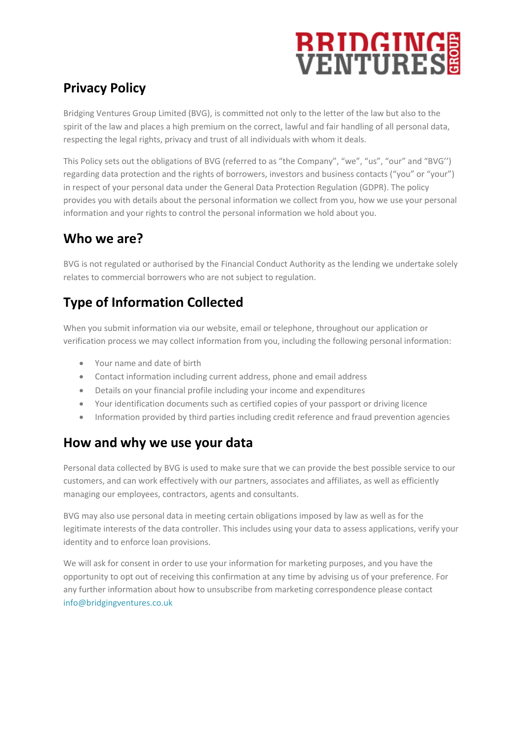# Privacy Policy

Bridging Ventures Group Limited (BVG), is committed not only to the letter of the law but also to the spirit of the law and places a high premium on the correct, lawful and fair handling of all personal data, respecting the legal rights, privacy and trust of all individuals with whom it deals.

This Policy sets out the obligations of BVG (referred to as "the Company", "we", "us", "our" and "BVG'') regarding data protection and the rights of borrowers, investors and business contacts ("you" or "your") in respect of your personal data under the General Data Protection Regulation (GDPR). The policy provides you with details about the personal information we collect from you, how we use your personal information and your rights to control the personal information we hold about you.

## Who we are?

BVG is not regulated or authorised by the Financial Conduct Authority as the lending we undertake solely relates to commercial borrowers who are not subject to regulation.

## Type of Information Collected

When you submit information via our website, email or telephone, throughout our application or verification process we may collect information from you, including the following personal information:

- Your name and date of birth
- Contact information including current address, phone and email address
- Details on your financial profile including your income and expenditures
- Your identification documents such as certified copies of your passport or driving licence
- Information provided by third parties including credit reference and fraud prevention agencies

## How and why we use your data

Personal data collected by BVG is used to make sure that we can provide the best possible service to our customers, and can work effectively with our partners, associates and affiliates, as well as efficiently managing our employees, contractors, agents and consultants.

BVG may also use personal data in meeting certain obligations imposed by law as well as for the legitimate interests of the data controller. This includes using your data to assess applications, verify your identity and to enforce loan provisions.

We will ask for consent in order to use your information for marketing purposes, and you have the opportunity to opt out of receiving this confirmation at any time by advising us of your preference. For any further information about how to unsubscribe from marketing correspondence please contact info@bridgingventures.co.uk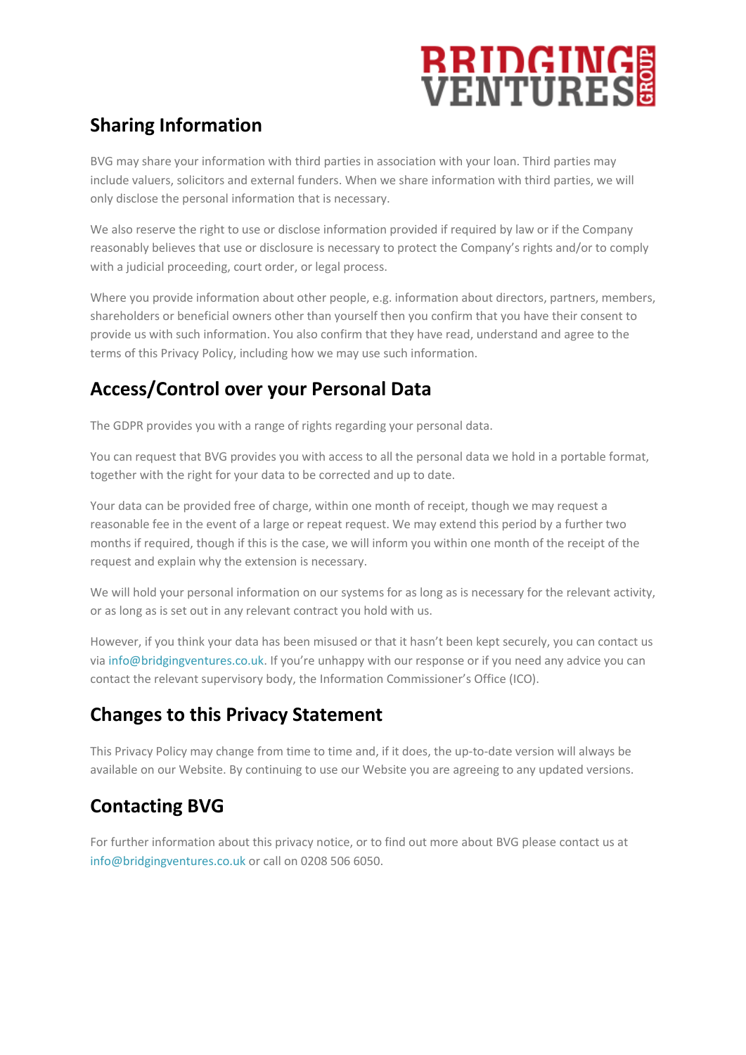## Sharing Information

BVG may share your information with third parties in association with your loan. Third parties may include valuers, solicitors and external funders. When we share information with third parties, we will only disclose the personal information that is necessary.

We also reserve the right to use or disclose information provided if required by law or if the Company reasonably believes that use or disclosure is necessary to protect the Company's rights and/or to comply with a judicial proceeding, court order, or legal process.

Where you provide information about other people, e.g. information about directors, partners, members, shareholders or beneficial owners other than yourself then you confirm that you have their consent to provide us with such information. You also confirm that they have read, understand and agree to the terms of this Privacy Policy, including how we may use such information.

## Access/Control over your Personal Data

The GDPR provides you with a range of rights regarding your personal data.

You can request that BVG provides you with access to all the personal data we hold in a portable format, together with the right for your data to be corrected and up to date.

Your data can be provided free of charge, within one month of receipt, though we may request a reasonable fee in the event of a large or repeat request. We may extend this period by a further two months if required, though if this is the case, we will inform you within one month of the receipt of the request and explain why the extension is necessary.

We will hold your personal information on our systems for as long as is necessary for the relevant activity, or as long as is set out in any relevant contract you hold with us.

However, if you think your data has been misused or that it hasn't been kept securely, you can contact us via info@bridgingventures.co.uk. If you're unhappy with our response or if you need any advice you can contact the relevant supervisory body, the Information Commissioner's Office (ICO).

## Changes to this Privacy Statement

This Privacy Policy may change from time to time and, if it does, the up-to-date version will always be available on our Website. By continuing to use our Website you are agreeing to any updated versions.

## Contacting BVG

For further information about this privacy notice, or to find out more about BVG please contact us at info@bridgingventures.co.uk or call on 0208 506 6050.